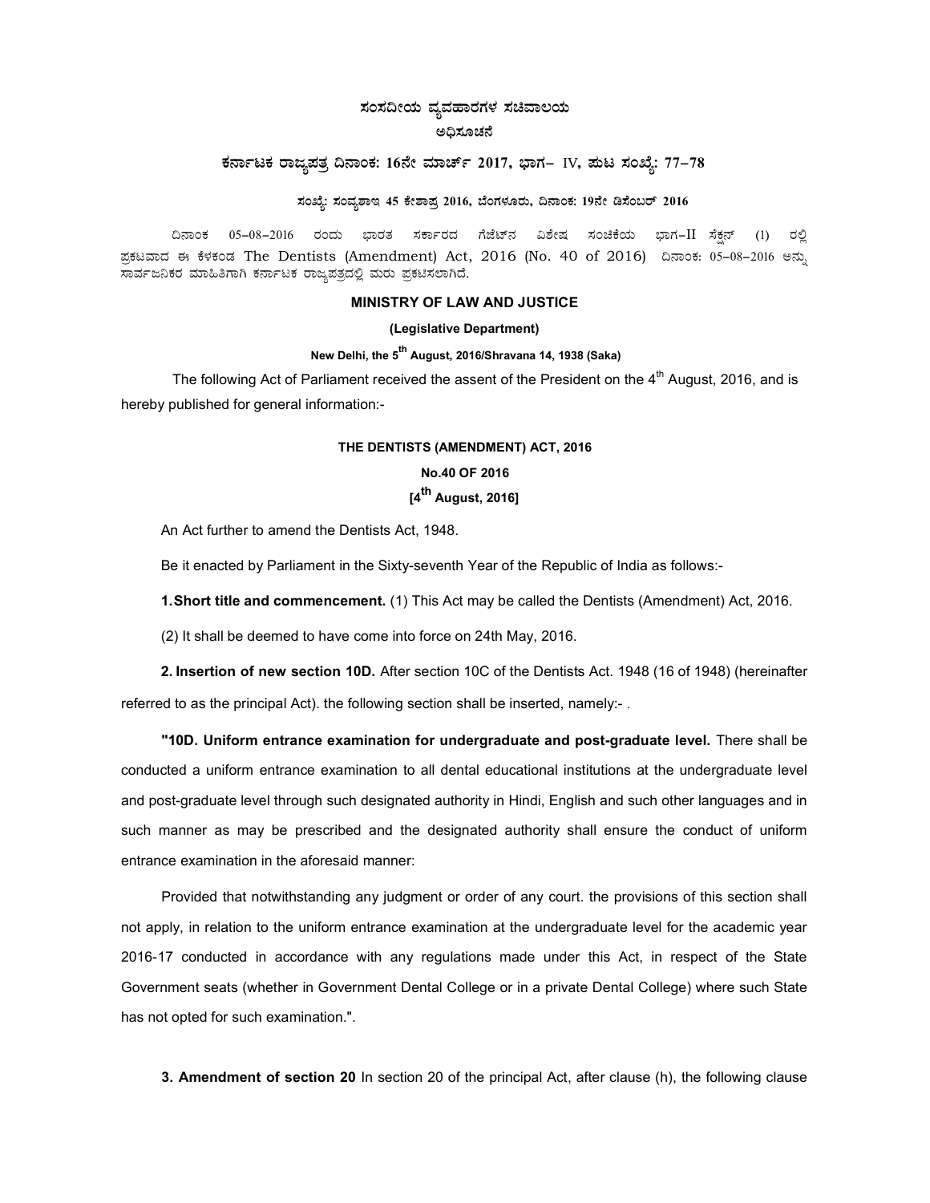# ಸಂಸದೀಯ ವ್ಯವಹಾರಗಳ ಸಚಿವಾಲಯ

## ಅಧಿಸೂಚನೆ

### ಕರ್ನಾಟಕ ರಾಜ್ಯಪತ್ರ ದಿನಾಂಕ: 16ನೇ ಮಾರ್ಚ್ 2017, ಭಾಗ– IV, ಪುಟ ಸಂಖ್ಯೆ: 77–78

**ಸಂಖ್ಯೆ: ಸಂವ್ಯಶಾಇ 45 ಕೇಶಾಪ್ರ 2016, ಬೆಂಗಳೂರು, ದಿನಾಂಕ: 19ನೇ ಡಿಸೆಂಬರ್ 2016**

ದಿನಾಂಕ 05–08–2016 ರಂದು ಭಾರತ ಸರ್ಕಾರದ ಗೆಜೆಟ್‌ನ ವಿಶೇಷ ಸಂಚಿಕೆಯ ಭಾಗ–II ಸೆಕ್ಷನ್ (1) ರಲ್ಲಿ ಪ್ರಕಟವಾದ ಈ ಕೆಳಕಂಡ The Dentists (Amendment) Act, 2016 (No. 40 of 2016) ದಿನಾಂಕ: 05–08–2016 ಅನ್ನು ಸಾರ್ವಜನಿಕರ ಮಾಹಿತಿಗಾಗಿ ಕರ್ನಾಟಕ ರಾಜ್ಯಪತ್ರದಲ್ಲಿ ಮರು ಪ್ರಕಟಿಸಲಾಗಿದೆ.

**MINISTRY OF LAW AND JUSTICE**

**(Legislative Department)**

**New Delhi, the 5th August, 2016/Shravana 14, 1938 (Saka)**

The following Act of Parliament received the assent of the President on the 4th August, 2016, and is hereby published for general information:-

**THE DENTISTS (AMENDMENT) ACT, 2016**

**No.40 OF 2016**

**[4th August, 2016]**

An Act further to amend the Dentists Act, 1948.

Be it enacted by Parliament in the Sixty-seventh Year of the Republic of India as follows:-

**1. Short title and commencement.** (1) This Act may be called the Dentists (Amendment) Act, 2016.

(2) It shall be deemed to have come into force on 24th May, 2016.

**2. Insertion of new section 10D.** After section 10C of the Dentists Act. 1948 (16 of 1948) (hereinafter referred to as the principal Act). the following section shall be inserted, namely:- .

**"10D. Uniform entrance examination for undergraduate and post-graduate level.** There shall be conducted a uniform entrance examination to all dental educational institutions at the undergraduate level and post-graduate level through such designated authority in Hindi, English and such other languages and in such manner as may be prescribed and the designated authority shall ensure the conduct of uniform entrance examination in the aforesaid manner:

Provided that notwithstanding any judgment or order of any court. the provisions of this section shall not apply, in relation to the uniform entrance examination at the undergraduate level for the academic year 2016-17 conducted in accordance with any regulations made under this Act, in respect of the State Government seats (whether in Government Dental College or in a private Dental College) where such State has not opted for such examination.".

**3. Amendment of section 20** In section 20 of the principal Act, after clause (h), the following clause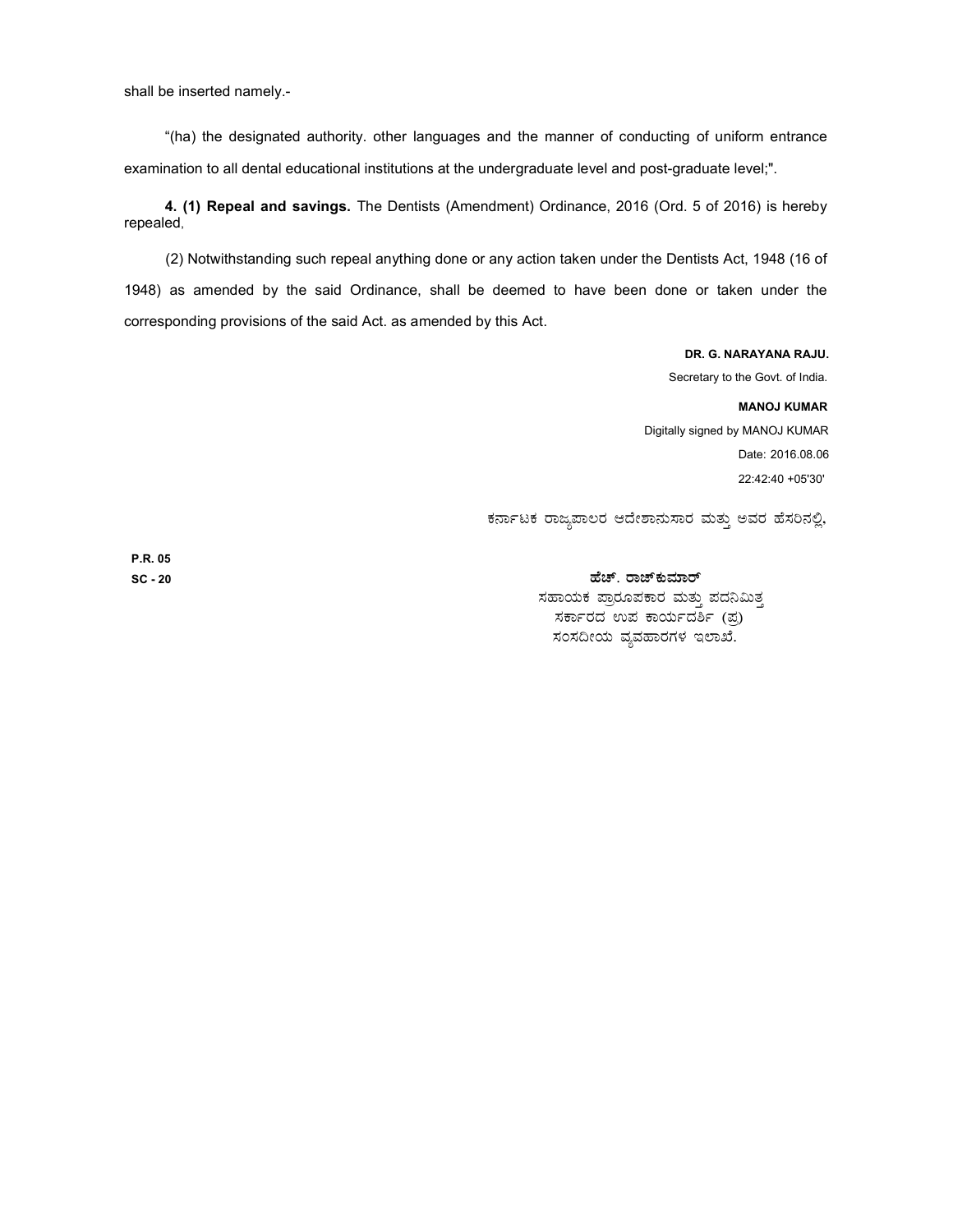shall be inserted namely.-

"(ha) the designated authority. other languages and the manner of conducting of uniform entrance examination to all dental educational institutions at the undergraduate level and post-graduate level;".

**4. (1) Repeal and savings.** The Dentists (Amendment) Ordinance, 2016 (Ord. 5 of 2016) is hereby repealed,

(2) Notwithstanding such repeal anything done or any action taken under the Dentists Act, 1948 (16 of 1948) as amended by the said Ordinance, shall be deemed to have been done or taken under the corresponding provisions of the said Act. as amended by this Act.

**DR. G. NARAYANA RAJU.**
Secretary to the Govt. of India.

**MANOJ KUMAR**
Digitally signed by MANOJ KUMAR
Date: 2016.08.06
22:42:40 +05'30'

ಕರ್ನಾಟಕ ರಾಜ್ಯಪಾಲರ ಆದೇಶಾನುಸಾರ ಮತ್ತು ಅವರ ಹೆಸರಿನಲ್ಲಿ,

**P.R. 05**
**SC - 20**

**ಹೆಚ್. ರಾಜ್‌ಕುಮಾರ್**
ಸಹಾಯಕ ಪ್ರಾರೂಪಕಾರ ಮತ್ತು ಪದನಿಮಿತ್ತ
ಸರ್ಕಾರದ ಉಪ ಕಾರ್ಯದರ್ಶಿ (ಪ್ರ)
ಸಂಸದೀಯ ವ್ಯವಹಾರಗಳ ಇಲಾಖೆ.